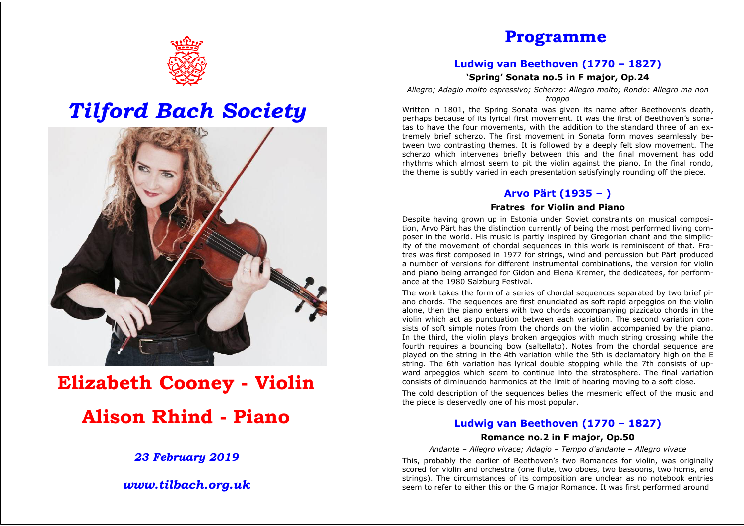# Tilford Bach Society

## Elizabeth Cooney - Violin

## Alison Rhind - Piano

*23 February 2019*

*www.tilbach.org.uk*

# Programme

## Ludwig van Beethoven (1770 – 1827)

### 'Spring' Sonata no.5 in F major, Op.24

*Allegro; Adagio molto espressivo; Scherzo: Allegro molto; Rondo: Allegro ma non troppo*

Written in 1801, the Spring Sonata was given its name after Beethoven's death, perhaps because of its lyrical first movement. It was the first of Beethoven's sonatas to have the four movements, with the addition to the standard three of an extremely brief scherzo. The first movement in Sonata form moves seamlessly between two contrasting themes. It is followed by a deeply felt slow movement. The scherzo which intervenes briefly between this and the final movement has odd rhythms which almost seem to pit the violin against the piano. In the final rondo, the theme is subtly varied in each presentation satisfyingly rounding off the piece.

## Arvo Pärt (1935 – )

### Fratres for Violin and Piano

Despite having grown up in Estonia under Soviet constraints on musical composition, Arvo Pärt has the distinction currently of being the most performed living composer in the world. His music is partly inspired by Gregorian chant and the simplicity of the movement of chordal sequences in this work is reminiscent of that. Fratres was first composed in 1977 for strings, wind and percussion but Pärt produced a number of versions for different instrumental combinations, the version for violin and piano being arranged for Gidon and Elena Kremer, the dedicatees, for performance at the 1980 Salzburg Festival.

The work takes the form of a series of chordal sequences separated by two brief piano chords. The sequences are first enunciated as soft rapid arpeggios on the violin alone, then the piano enters with two chords accompanying pizzicato chords in the violin which act as punctuation between each variation. The second variation consists of soft simple notes from the chords on the violin accompanied by the piano. In the third, the violin plays broken argeggios with much string crossing while the fourth requires a bouncing bow (saltellato). Notes from the chordal sequence are played on the string in the 4th variation while the 5th is declamatory high on the E string. The 6th variation has lyrical double stopping while the 7th consists of upward arpeggios which seem to continue into the stratosphere. The final variation consists of diminuendo harmonics at the limit of hearing moving to a soft close.

The cold description of the sequences belies the mesmeric effect of the music and the piece is deservedly one of his most popular.

## Ludwig van Beethoven (1770 – 1827)

### Romance no.2 in F major, Op.50

*Andante – Allegro vivace; Adagio – Tempo d'andante – Allegro vivace*

This, probably the earlier of Beethoven's two Romances for violin, was originally scored for violin and orchestra (one flute, two oboes, two bassoons, two horns, and strings). The circumstances of its composition are unclear as no notebook entries seem to refer to either this or the G major Romance. It was first performed around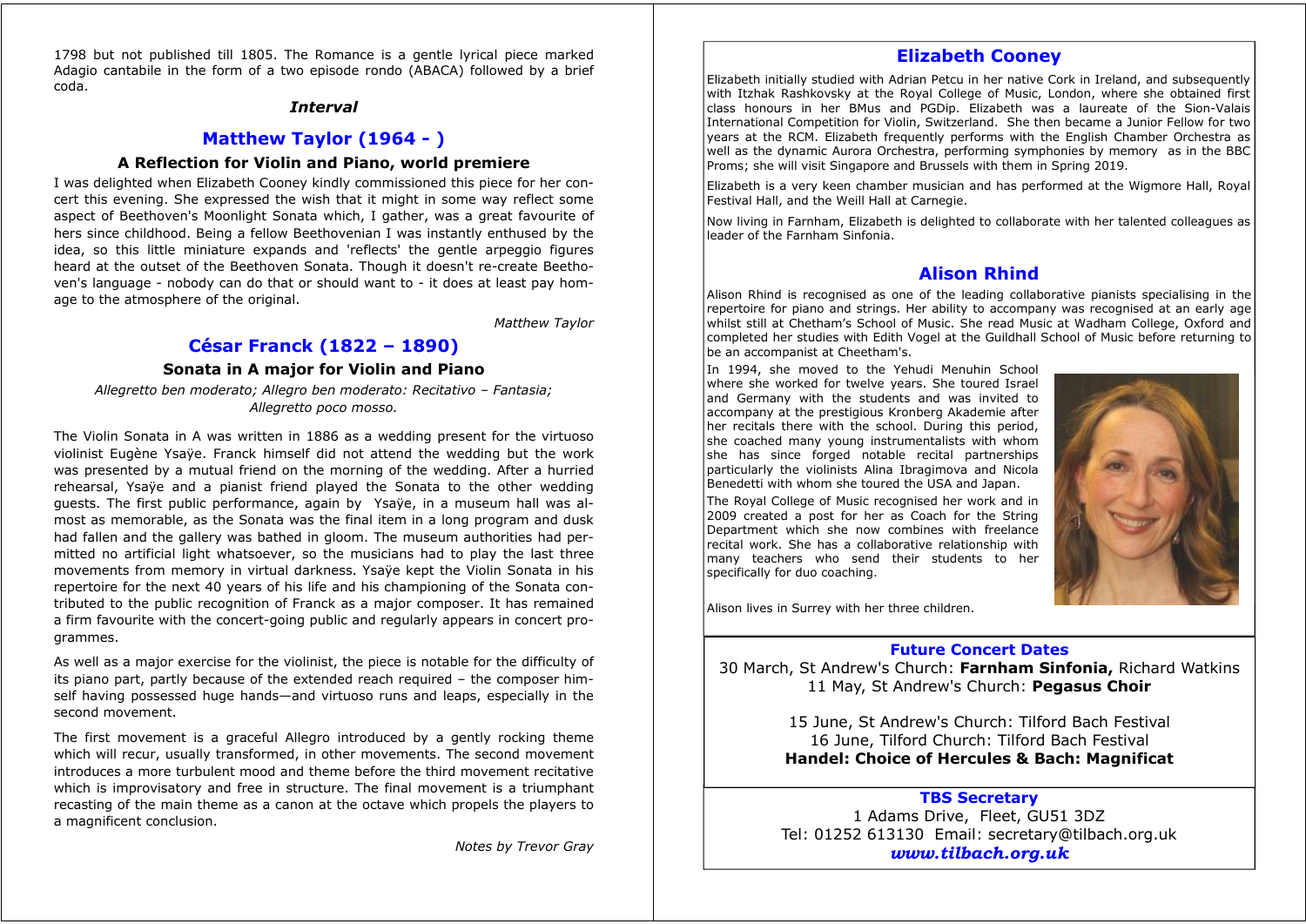1798 but not published till 1805. The Romance is a gentle lyrical piece marked Adagio cantabile in the form of a two episode rondo (ABACA) followed by a brief coda.

***Interval***

## Matthew Taylor (1964 - )

### A Reflection for Violin and Piano, world premiere

I was delighted when Elizabeth Cooney kindly commissioned this piece for her concert this evening. She expressed the wish that it might in some way reflect some aspect of Beethoven's Moonlight Sonata which, I gather, was a great favourite of hers since childhood. Being a fellow Beethovenian I was instantly enthused by the idea, so this little miniature expands and 'reflects' the gentle arpeggio figures heard at the outset of the Beethoven Sonata. Though it doesn't re-create Beethoven's language - nobody can do that or should want to - it does at least pay homage to the atmosphere of the original.

*Matthew Taylor*

## César Franck (1822 – 1890)

### Sonata in A major for Violin and Piano

*Allegretto ben moderato; Allegro ben moderato: Recitativo – Fantasia; Allegretto poco mosso.*

The Violin Sonata in A was written in 1886 as a wedding present for the virtuoso violinist Eugène Ysaÿe. Franck himself did not attend the wedding but the work was presented by a mutual friend on the morning of the wedding. After a hurried rehearsal, Ysaÿe and a pianist friend played the Sonata to the other wedding guests. The first public performance, again by Ysaÿe, in a museum hall was almost as memorable, as the Sonata was the final item in a long program and dusk had fallen and the gallery was bathed in gloom. The museum authorities had permitted no artificial light whatsoever, so the musicians had to play the last three movements from memory in virtual darkness. Ysaÿe kept the Violin Sonata in his repertoire for the next 40 years of his life and his championing of the Sonata contributed to the public recognition of Franck as a major composer. It has remained a firm favourite with the concert-going public and regularly appears in concert programmes.

As well as a major exercise for the violinist, the piece is notable for the difficulty of its piano part, partly because of the extended reach required – the composer himself having possessed huge hands—and virtuoso runs and leaps, especially in the second movement.

The first movement is a graceful Allegro introduced by a gently rocking theme which will recur, usually transformed, in other movements. The second movement introduces a more turbulent mood and theme before the third movement recitative which is improvisatory and free in structure. The final movement is a triumphant recasting of the main theme as a canon at the octave which propels the players to a magnificent conclusion.

*Notes by Trevor Gray*

## Elizabeth Cooney

Elizabeth initially studied with Adrian Petcu in her native Cork in Ireland, and subsequently with Itzhak Rashkovsky at the Royal College of Music, London, where she obtained first class honours in her BMus and PGDip. Elizabeth was a laureate of the Sion-Valais International Competition for Violin, Switzerland. She then became a Junior Fellow for two years at the RCM. Elizabeth frequently performs with the English Chamber Orchestra as well as the dynamic Aurora Orchestra, performing symphonies by memory as in the BBC Proms; she will visit Singapore and Brussels with them in Spring 2019.

Elizabeth is a very keen chamber musician and has performed at the Wigmore Hall, Royal Festival Hall, and the Weill Hall at Carnegie.

Now living in Farnham, Elizabeth is delighted to collaborate with her talented colleagues as leader of the Farnham Sinfonia.

## Alison Rhind

Alison Rhind is recognised as one of the leading collaborative pianists specialising in the repertoire for piano and strings. Her ability to accompany was recognised at an early age whilst still at Chetham's School of Music. She read Music at Wadham College, Oxford and completed her studies with Edith Vogel at the Guildhall School of Music before returning to be an accompanist at Cheetham's.

In 1994, she moved to the Yehudi Menuhin School where she worked for twelve years. She toured Israel and Germany with the students and was invited to accompany at the prestigious Kronberg Akademie after her recitals there with the school. During this period, she coached many young instrumentalists with whom she has since forged notable recital partnerships particularly the violinists Alina Ibragimova and Nicola Benedetti with whom she toured the USA and Japan.

The Royal College of Music recognised her work and in 2009 created a post for her as Coach for the String Department which she now combines with freelance recital work. She has a collaborative relationship with many teachers who send their students to her specifically for duo coaching.

Alison lives in Surrey with her three children.

### Future Concert Dates

30 March, St Andrew's Church: **Farnham Sinfonia,** Richard Watkins
11 May, St Andrew's Church: **Pegasus Choir**

15 June, St Andrew's Church: Tilford Bach Festival
16 June, Tilford Church: Tilford Bach Festival
**Handel: Choice of Hercules & Bach: Magnificat**

### TBS Secretary

1 Adams Drive, Fleet, GU51 3DZ
Tel: 01252 613130 Email: secretary@tilbach.org.uk
***www.tilbach.org.uk***